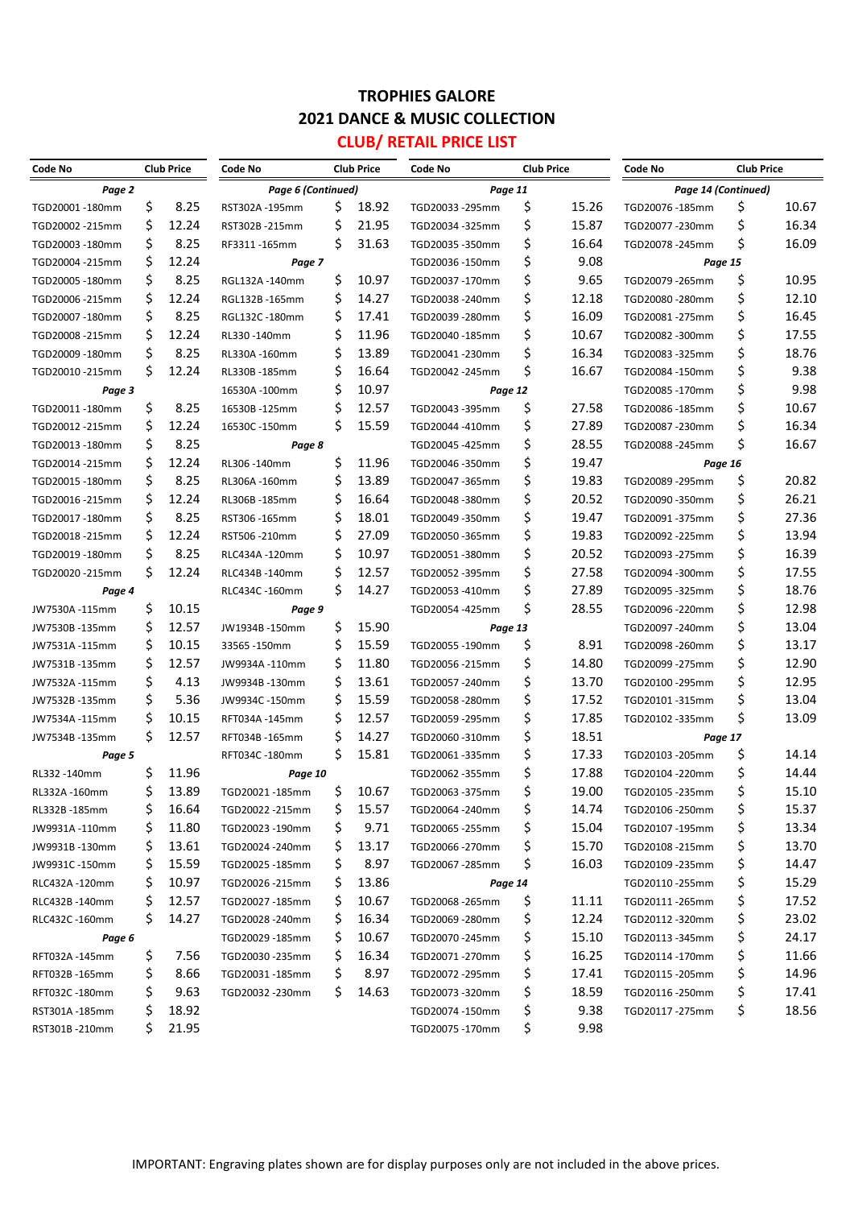# TROPHIES GALORE

## 2021 DANCE & MUSIC COLLECTION

### CLUB/ RETAIL PRICE LIST

| Code No | Club Price |
|---|---|
| ***Page 2*** | |
| TGD20001 -180mm | $ 8.25 |
| TGD20002 -215mm | $ 12.24 |
| TGD20003 -180mm | $ 8.25 |
| TGD20004 -215mm | $ 12.24 |
| TGD20005 -180mm | $ 8.25 |
| TGD20006 -215mm | $ 12.24 |
| TGD20007 -180mm | $ 8.25 |
| TGD20008 -215mm | $ 12.24 |
| TGD20009 -180mm | $ 8.25 |
| TGD20010 -215mm | $ 12.24 |
| ***Page 3*** | |
| TGD20011 -180mm | $ 8.25 |
| TGD20012 -215mm | $ 12.24 |
| TGD20013 -180mm | $ 8.25 |
| TGD20014 -215mm | $ 12.24 |
| TGD20015 -180mm | $ 8.25 |
| TGD20016 -215mm | $ 12.24 |
| TGD20017 -180mm | $ 8.25 |
| TGD20018 -215mm | $ 12.24 |
| TGD20019 -180mm | $ 8.25 |
| TGD20020 -215mm | $ 12.24 |
| ***Page 4*** | |
| JW7530A -115mm | $ 10.15 |
| JW7530B -135mm | $ 12.57 |
| JW7531A -115mm | $ 10.15 |
| JW7531B -135mm | $ 12.57 |
| JW7532A -115mm | $ 4.13 |
| JW7532B -135mm | $ 5.36 |
| JW7534A -115mm | $ 10.15 |
| JW7534B -135mm | $ 12.57 |
| ***Page 5*** | |
| RL332 -140mm | $ 11.96 |
| RL332A -160mm | $ 13.89 |
| RL332B -185mm | $ 16.64 |
| JW9931A -110mm | $ 11.80 |
| JW9931B -130mm | $ 13.61 |
| JW9931C -150mm | $ 15.59 |
| RLC432A -120mm | $ 10.97 |
| RLC432B -140mm | $ 12.57 |
| RLC432C -160mm | $ 14.27 |
| ***Page 6*** | |
| RFT032A -145mm | $ 7.56 |
| RFT032B -165mm | $ 8.66 |
| RFT032C -180mm | $ 9.63 |
| RST301A -185mm | $ 18.92 |
| RST301B -210mm | $ 21.95 |

| Code No | Club Price |
|---|---|
| ***Page 6 (Continued)*** | |
| RST302A -195mm | $ 18.92 |
| RST302B -215mm | $ 21.95 |
| RF3311 -165mm | $ 31.63 |
| ***Page 7*** | |
| RGL132A -140mm | $ 10.97 |
| RGL132B -165mm | $ 14.27 |
| RGL132C -180mm | $ 17.41 |
| RL330 -140mm | $ 11.96 |
| RL330A -160mm | $ 13.89 |
| RL330B -185mm | $ 16.64 |
| 16530A -100mm | $ 10.97 |
| 16530B -125mm | $ 12.57 |
| 16530C -150mm | $ 15.59 |
| ***Page 8*** | |
| RL306 -140mm | $ 11.96 |
| RL306A -160mm | $ 13.89 |
| RL306B -185mm | $ 16.64 |
| RST306 -165mm | $ 18.01 |
| RST506 -210mm | $ 27.09 |
| RLC434A -120mm | $ 10.97 |
| RLC434B -140mm | $ 12.57 |
| RLC434C -160mm | $ 14.27 |
| ***Page 9*** | |
| JW1934B -150mm | $ 15.90 |
| 33565 -150mm | $ 15.59 |
| JW9934A -110mm | $ 11.80 |
| JW9934B -130mm | $ 13.61 |
| JW9934C -150mm | $ 15.59 |
| RFT034A -145mm | $ 12.57 |
| RFT034B -165mm | $ 14.27 |
| RFT034C -180mm | $ 15.81 |
| ***Page 10*** | |
| TGD20021 -185mm | $ 10.67 |
| TGD20022 -215mm | $ 15.57 |
| TGD20023 -190mm | $ 9.71 |
| TGD20024 -240mm | $ 13.17 |
| TGD20025 -185mm | $ 8.97 |
| TGD20026 -215mm | $ 13.86 |
| TGD20027 -185mm | $ 10.67 |
| TGD20028 -240mm | $ 16.34 |
| TGD20029 -185mm | $ 10.67 |
| TGD20030 -235mm | $ 16.34 |
| TGD20031 -185mm | $ 8.97 |
| TGD20032 -230mm | $ 14.63 |

| Code No | Club Price |
|---|---|
| ***Page 11*** | |
| TGD20033 -295mm | $ 15.26 |
| TGD20034 -325mm | $ 15.87 |
| TGD20035 -350mm | $ 16.64 |
| TGD20036 -150mm | $ 9.08 |
| TGD20037 -170mm | $ 9.65 |
| TGD20038 -240mm | $ 12.18 |
| TGD20039 -280mm | $ 16.09 |
| TGD20040 -185mm | $ 10.67 |
| TGD20041 -230mm | $ 16.34 |
| TGD20042 -245mm | $ 16.67 |
| ***Page 12*** | |
| TGD20043 -395mm | $ 27.58 |
| TGD20044 -410mm | $ 27.89 |
| TGD20045 -425mm | $ 28.55 |
| TGD20046 -350mm | $ 19.47 |
| TGD20047 -365mm | $ 19.83 |
| TGD20048 -380mm | $ 20.52 |
| TGD20049 -350mm | $ 19.47 |
| TGD20050 -365mm | $ 19.83 |
| TGD20051 -380mm | $ 20.52 |
| TGD20052 -395mm | $ 27.58 |
| TGD20053 -410mm | $ 27.89 |
| TGD20054 -425mm | $ 28.55 |
| ***Page 13*** | |
| TGD20055 -190mm | $ 8.91 |
| TGD20056 -215mm | $ 14.80 |
| TGD20057 -240mm | $ 13.70 |
| TGD20058 -280mm | $ 17.52 |
| TGD20059 -295mm | $ 17.85 |
| TGD20060 -310mm | $ 18.51 |
| TGD20061 -335mm | $ 17.33 |
| TGD20062 -355mm | $ 17.88 |
| TGD20063 -375mm | $ 19.00 |
| TGD20064 -240mm | $ 14.74 |
| TGD20065 -255mm | $ 15.04 |
| TGD20066 -270mm | $ 15.70 |
| TGD20067 -285mm | $ 16.03 |
| ***Page 14*** | |
| TGD20068 -265mm | $ 11.11 |
| TGD20069 -280mm | $ 12.24 |
| TGD20070 -245mm | $ 15.10 |
| TGD20071 -270mm | $ 16.25 |
| TGD20072 -295mm | $ 17.41 |
| TGD20073 -320mm | $ 18.59 |
| TGD20074 -150mm | $ 9.38 |
| TGD20075 -170mm | $ 9.98 |

| Code No | Club Price |
|---|---|
| ***Page 14 (Continued)*** | |
| TGD20076 -185mm | $ 10.67 |
| TGD20077 -230mm | $ 16.34 |
| TGD20078 -245mm | $ 16.09 |
| ***Page 15*** | |
| TGD20079 -265mm | $ 10.95 |
| TGD20080 -280mm | $ 12.10 |
| TGD20081 -275mm | $ 16.45 |
| TGD20082 -300mm | $ 17.55 |
| TGD20083 -325mm | $ 18.76 |
| TGD20084 -150mm | $ 9.38 |
| TGD20085 -170mm | $ 9.98 |
| TGD20086 -185mm | $ 10.67 |
| TGD20087 -230mm | $ 16.34 |
| TGD20088 -245mm | $ 16.67 |
| ***Page 16*** | |
| TGD20089 -295mm | $ 20.82 |
| TGD20090 -350mm | $ 26.21 |
| TGD20091 -375mm | $ 27.36 |
| TGD20092 -225mm | $ 13.94 |
| TGD20093 -275mm | $ 16.39 |
| TGD20094 -300mm | $ 17.55 |
| TGD20095 -325mm | $ 18.76 |
| TGD20096 -220mm | $ 12.98 |
| TGD20097 -240mm | $ 13.04 |
| TGD20098 -260mm | $ 13.17 |
| TGD20099 -275mm | $ 12.90 |
| TGD20100 -295mm | $ 12.95 |
| TGD20101 -315mm | $ 13.04 |
| TGD20102 -335mm | $ 13.09 |
| ***Page 17*** | |
| TGD20103 -205mm | $ 14.14 |
| TGD20104 -220mm | $ 14.44 |
| TGD20105 -235mm | $ 15.10 |
| TGD20106 -250mm | $ 15.37 |
| TGD20107 -195mm | $ 13.34 |
| TGD20108 -215mm | $ 13.70 |
| TGD20109 -235mm | $ 14.47 |
| TGD20110 -255mm | $ 15.29 |
| TGD20111 -265mm | $ 17.52 |
| TGD20112 -320mm | $ 23.02 |
| TGD20113 -345mm | $ 24.17 |
| TGD20114 -170mm | $ 11.66 |
| TGD20115 -205mm | $ 14.96 |
| TGD20116 -250mm | $ 17.41 |
| TGD20117 -275mm | $ 18.56 |

IMPORTANT: Engraving plates shown are for display purposes only are not included in the above prices.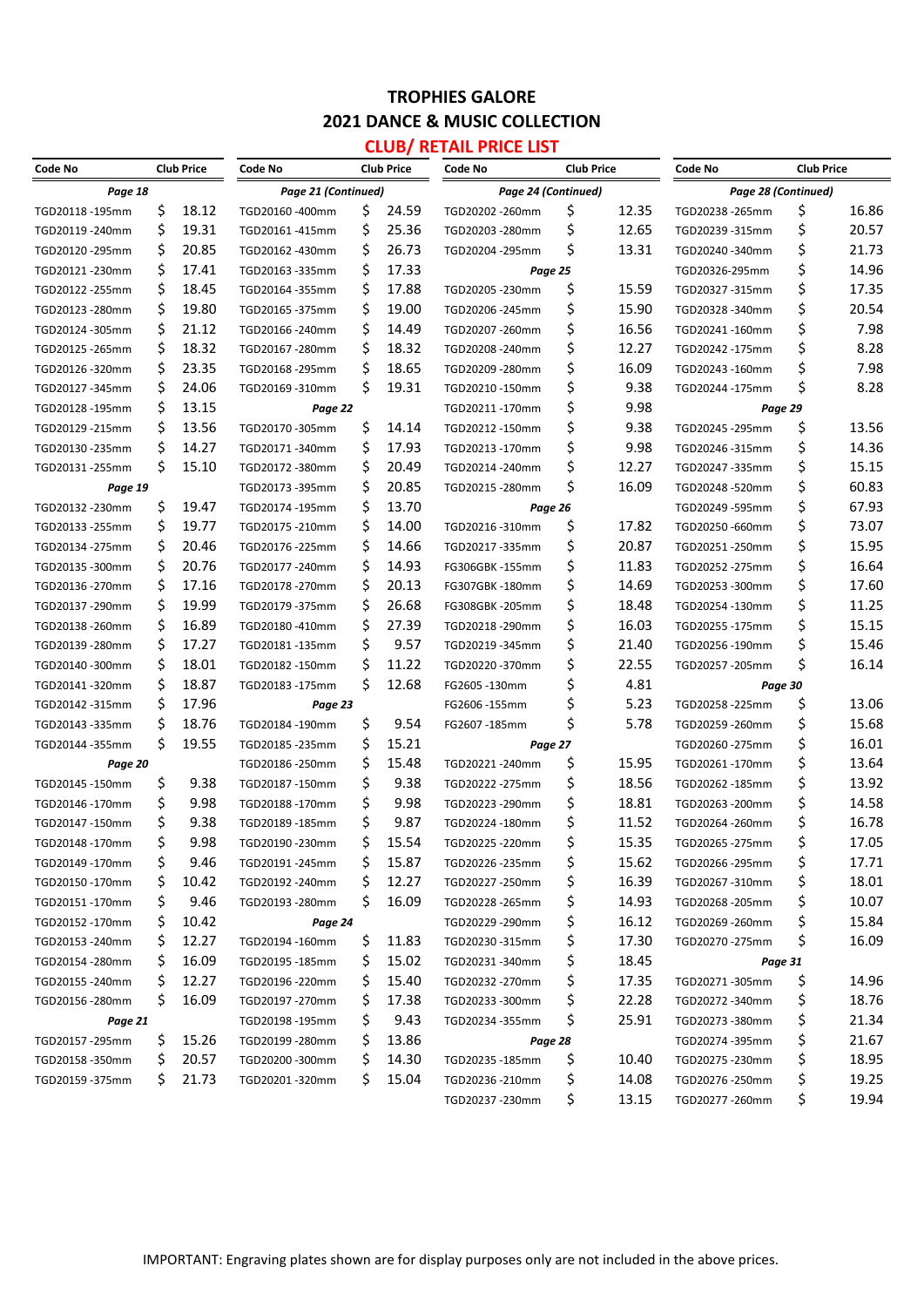# TROPHIES GALORE

## 2021 DANCE & MUSIC COLLECTION

## CLUB/ RETAIL PRICE LIST

| Code No | Club Price | Code No | Club Price | Code No | Club Price | Code No | Club Price |
|---|---|---|---|---|---|---|---|
| ***Page 18*** | | ***Page 21 (Continued)*** | | ***Page 24 (Continued)*** | | ***Page 28 (Continued)*** | |
| TGD20118 -195mm | $ 18.12 | TGD20160 -400mm | $ 24.59 | TGD20202 -260mm | $ 12.35 | TGD20238 -265mm | $ 16.86 |
| TGD20119 -240mm | $ 19.31 | TGD20161 -415mm | $ 25.36 | TGD20203 -280mm | $ 12.65 | TGD20239 -315mm | $ 20.57 |
| TGD20120 -295mm | $ 20.85 | TGD20162 -430mm | $ 26.73 | TGD20204 -295mm | $ 13.31 | TGD20240 -340mm | $ 21.73 |
| TGD20121 -230mm | $ 17.41 | TGD20163 -335mm | $ 17.33 | ***Page 25*** | | TGD20326-295mm | $ 14.96 |
| TGD20122 -255mm | $ 18.45 | TGD20164 -355mm | $ 17.88 | TGD20205 -230mm | $ 15.59 | TGD20327 -315mm | $ 17.35 |
| TGD20123 -280mm | $ 19.80 | TGD20165 -375mm | $ 19.00 | TGD20206 -245mm | $ 15.90 | TGD20328 -340mm | $ 20.54 |
| TGD20124 -305mm | $ 21.12 | TGD20166 -240mm | $ 14.49 | TGD20207 -260mm | $ 16.56 | TGD20241 -160mm | $ 7.98 |
| TGD20125 -265mm | $ 18.32 | TGD20167 -280mm | $ 18.32 | TGD20208 -240mm | $ 12.27 | TGD20242 -175mm | $ 8.28 |
| TGD20126 -320mm | $ 23.35 | TGD20168 -295mm | $ 18.65 | TGD20209 -280mm | $ 16.09 | TGD20243 -160mm | $ 7.98 |
| TGD20127 -345mm | $ 24.06 | TGD20169 -310mm | $ 19.31 | TGD20210 -150mm | $ 9.38 | TGD20244 -175mm | $ 8.28 |
| TGD20128 -195mm | $ 13.15 | ***Page 22*** | | TGD20211 -170mm | $ 9.98 | ***Page 29*** | |
| TGD20129 -215mm | $ 13.56 | TGD20170 -305mm | $ 14.14 | TGD20212 -150mm | $ 9.38 | TGD20245 -295mm | $ 13.56 |
| TGD20130 -235mm | $ 14.27 | TGD20171 -340mm | $ 17.93 | TGD20213 -170mm | $ 9.98 | TGD20246 -315mm | $ 14.36 |
| TGD20131 -255mm | $ 15.10 | TGD20172 -380mm | $ 20.49 | TGD20214 -240mm | $ 12.27 | TGD20247 -335mm | $ 15.15 |
| ***Page 19*** | | TGD20173 -395mm | $ 20.85 | TGD20215 -280mm | $ 16.09 | TGD20248 -520mm | $ 60.83 |
| TGD20132 -230mm | $ 19.47 | TGD20174 -195mm | $ 13.70 | ***Page 26*** | | TGD20249 -595mm | $ 67.93 |
| TGD20133 -255mm | $ 19.77 | TGD20175 -210mm | $ 14.00 | TGD20216 -310mm | $ 17.82 | TGD20250 -660mm | $ 73.07 |
| TGD20134 -275mm | $ 20.46 | TGD20176 -225mm | $ 14.66 | TGD20217 -335mm | $ 20.87 | TGD20251 -250mm | $ 15.95 |
| TGD20135 -300mm | $ 20.76 | TGD20177 -240mm | $ 14.93 | FG306GBK -155mm | $ 11.83 | TGD20252 -275mm | $ 16.64 |
| TGD20136 -270mm | $ 17.16 | TGD20178 -270mm | $ 20.13 | FG307GBK -180mm | $ 14.69 | TGD20253 -300mm | $ 17.60 |
| TGD20137 -290mm | $ 19.99 | TGD20179 -375mm | $ 26.68 | FG308GBK -205mm | $ 18.48 | TGD20254 -130mm | $ 11.25 |
| TGD20138 -260mm | $ 16.89 | TGD20180 -410mm | $ 27.39 | TGD20218 -290mm | $ 16.03 | TGD20255 -175mm | $ 15.15 |
| TGD20139 -280mm | $ 17.27 | TGD20181 -135mm | $ 9.57 | TGD20219 -345mm | $ 21.40 | TGD20256 -190mm | $ 15.46 |
| TGD20140 -300mm | $ 18.01 | TGD20182 -150mm | $ 11.22 | TGD20220 -370mm | $ 22.55 | TGD20257 -205mm | $ 16.14 |
| TGD20141 -320mm | $ 18.87 | TGD20183 -175mm | $ 12.68 | FG2605 -130mm | $ 4.81 | ***Page 30*** | |
| TGD20142 -315mm | $ 17.96 | ***Page 23*** | | FG2606 -155mm | $ 5.23 | TGD20258 -225mm | $ 13.06 |
| TGD20143 -335mm | $ 18.76 | TGD20184 -190mm | $ 9.54 | FG2607 -185mm | $ 5.78 | TGD20259 -260mm | $ 15.68 |
| TGD20144 -355mm | $ 19.55 | TGD20185 -235mm | $ 15.21 | ***Page 27*** | | TGD20260 -275mm | $ 16.01 |
| ***Page 20*** | | TGD20186 -250mm | $ 15.48 | TGD20221 -240mm | $ 15.95 | TGD20261 -170mm | $ 13.64 |
| TGD20145 -150mm | $ 9.38 | TGD20187 -150mm | $ 9.38 | TGD20222 -275mm | $ 18.56 | TGD20262 -185mm | $ 13.92 |
| TGD20146 -170mm | $ 9.98 | TGD20188 -170mm | $ 9.98 | TGD20223 -290mm | $ 18.81 | TGD20263 -200mm | $ 14.58 |
| TGD20147 -150mm | $ 9.38 | TGD20189 -185mm | $ 9.87 | TGD20224 -180mm | $ 11.52 | TGD20264 -260mm | $ 16.78 |
| TGD20148 -170mm | $ 9.98 | TGD20190 -230mm | $ 15.54 | TGD20225 -220mm | $ 15.35 | TGD20265 -275mm | $ 17.05 |
| TGD20149 -170mm | $ 9.46 | TGD20191 -245mm | $ 15.87 | TGD20226 -235mm | $ 15.62 | TGD20266 -295mm | $ 17.71 |
| TGD20150 -170mm | $ 10.42 | TGD20192 -240mm | $ 12.27 | TGD20227 -250mm | $ 16.39 | TGD20267 -310mm | $ 18.01 |
| TGD20151 -170mm | $ 9.46 | TGD20193 -280mm | $ 16.09 | TGD20228 -265mm | $ 14.93 | TGD20268 -205mm | $ 10.07 |
| TGD20152 -170mm | $ 10.42 | ***Page 24*** | | TGD20229 -290mm | $ 16.12 | TGD20269 -260mm | $ 15.84 |
| TGD20153 -240mm | $ 12.27 | TGD20194 -160mm | $ 11.83 | TGD20230 -315mm | $ 17.30 | TGD20270 -275mm | $ 16.09 |
| TGD20154 -280mm | $ 16.09 | TGD20195 -185mm | $ 15.02 | TGD20231 -340mm | $ 18.45 | ***Page 31*** | |
| TGD20155 -240mm | $ 12.27 | TGD20196 -220mm | $ 15.40 | TGD20232 -270mm | $ 17.35 | TGD20271 -305mm | $ 14.96 |
| TGD20156 -280mm | $ 16.09 | TGD20197 -270mm | $ 17.38 | TGD20233 -300mm | $ 22.28 | TGD20272 -340mm | $ 18.76 |
| ***Page 21*** | | TGD20198 -195mm | $ 9.43 | TGD20234 -355mm | $ 25.91 | TGD20273 -380mm | $ 21.34 |
| TGD20157 -295mm | $ 15.26 | TGD20199 -280mm | $ 13.86 | ***Page 28*** | | TGD20274 -395mm | $ 21.67 |
| TGD20158 -350mm | $ 20.57 | TGD20200 -300mm | $ 14.30 | TGD20235 -185mm | $ 10.40 | TGD20275 -230mm | $ 18.95 |
| TGD20159 -375mm | $ 21.73 | TGD20201 -320mm | $ 15.04 | TGD20236 -210mm | $ 14.08 | TGD20276 -250mm | $ 19.25 |
| | | | | TGD20237 -230mm | $ 13.15 | TGD20277 -260mm | $ 19.94 |

IMPORTANT: Engraving plates shown are for display purposes only are not included in the above prices.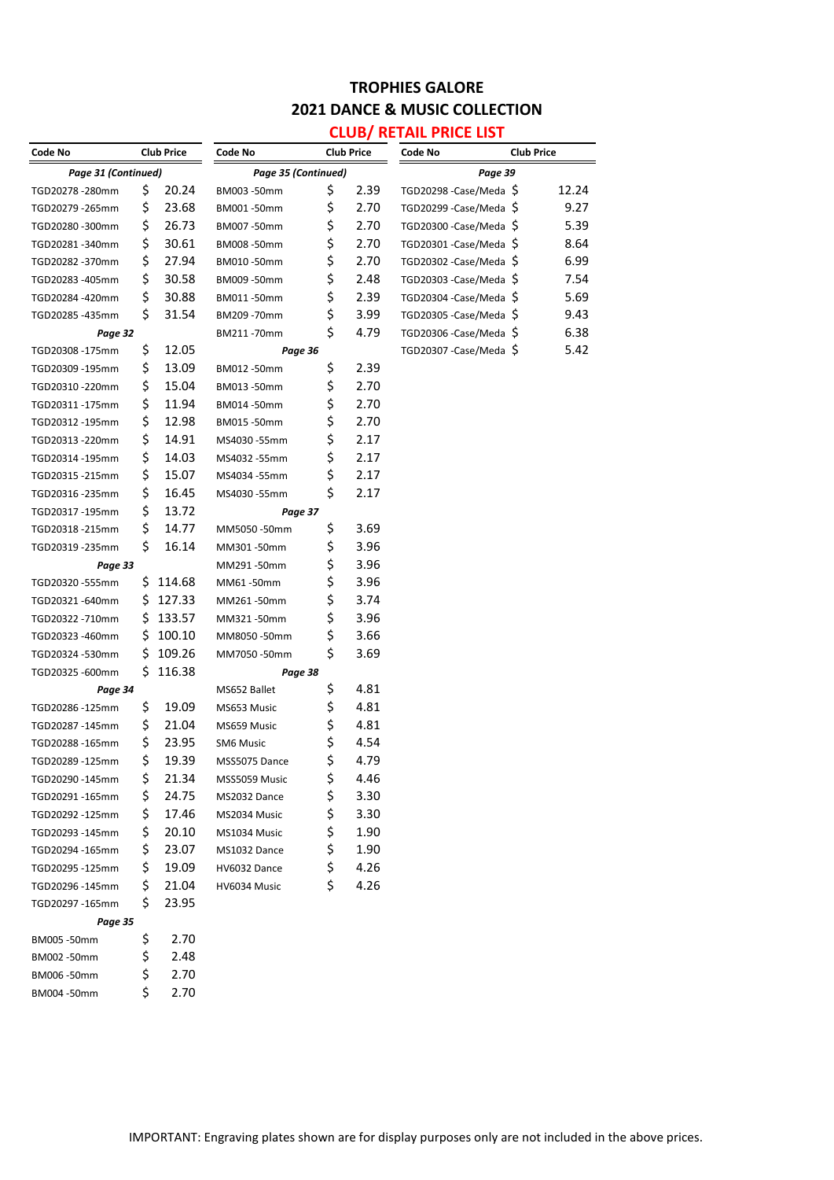# TROPHIES GALORE

## 2021 DANCE & MUSIC COLLECTION

### CLUB/ RETAIL PRICE LIST

| Code No | Club Price |
|---|---|
| ***Page 31 (Continued)*** | |
| TGD20278 -280mm | $ 20.24 |
| TGD20279 -265mm | $ 23.68 |
| TGD20280 -300mm | $ 26.73 |
| TGD20281 -340mm | $ 30.61 |
| TGD20282 -370mm | $ 27.94 |
| TGD20283 -405mm | $ 30.58 |
| TGD20284 -420mm | $ 30.88 |
| TGD20285 -435mm | $ 31.54 |
| ***Page 32*** | |
| TGD20308 -175mm | $ 12.05 |
| TGD20309 -195mm | $ 13.09 |
| TGD20310 -220mm | $ 15.04 |
| TGD20311 -175mm | $ 11.94 |
| TGD20312 -195mm | $ 12.98 |
| TGD20313 -220mm | $ 14.91 |
| TGD20314 -195mm | $ 14.03 |
| TGD20315 -215mm | $ 15.07 |
| TGD20316 -235mm | $ 16.45 |
| TGD20317 -195mm | $ 13.72 |
| TGD20318 -215mm | $ 14.77 |
| TGD20319 -235mm | $ 16.14 |
| ***Page 33*** | |
| TGD20320 -555mm | $ 114.68 |
| TGD20321 -640mm | $ 127.33 |
| TGD20322 -710mm | $ 133.57 |
| TGD20323 -460mm | $ 100.10 |
| TGD20324 -530mm | $ 109.26 |
| TGD20325 -600mm | $ 116.38 |
| ***Page 34*** | |
| TGD20286 -125mm | $ 19.09 |
| TGD20287 -145mm | $ 21.04 |
| TGD20288 -165mm | $ 23.95 |
| TGD20289 -125mm | $ 19.39 |
| TGD20290 -145mm | $ 21.34 |
| TGD20291 -165mm | $ 24.75 |
| TGD20292 -125mm | $ 17.46 |
| TGD20293 -145mm | $ 20.10 |
| TGD20294 -165mm | $ 23.07 |
| TGD20295 -125mm | $ 19.09 |
| TGD20296 -145mm | $ 21.04 |
| TGD20297 -165mm | $ 23.95 |
| ***Page 35*** | |
| BM005 -50mm | $ 2.70 |
| BM002 -50mm | $ 2.48 |
| BM006 -50mm | $ 2.70 |
| BM004 -50mm | $ 2.70 |
| ***Page 35 (Continued)*** | |
| BM003 -50mm | $ 2.39 |
| BM001 -50mm | $ 2.70 |
| BM007 -50mm | $ 2.70 |
| BM008 -50mm | $ 2.70 |
| BM010 -50mm | $ 2.70 |
| BM009 -50mm | $ 2.48 |
| BM011 -50mm | $ 2.39 |
| BM209 -70mm | $ 3.99 |
| BM211 -70mm | $ 4.79 |
| ***Page 36*** | |
| BM012 -50mm | $ 2.39 |
| BM013 -50mm | $ 2.70 |
| BM014 -50mm | $ 2.70 |
| BM015 -50mm | $ 2.70 |
| MS4030 -55mm | $ 2.17 |
| MS4032 -55mm | $ 2.17 |
| MS4034 -55mm | $ 2.17 |
| MS4030 -55mm | $ 2.17 |
| ***Page 37*** | |
| MM5050 -50mm | $ 3.69 |
| MM301 -50mm | $ 3.96 |
| MM291 -50mm | $ 3.96 |
| MM61 -50mm | $ 3.96 |
| MM261 -50mm | $ 3.74 |
| MM321 -50mm | $ 3.96 |
| MM8050 -50mm | $ 3.66 |
| MM7050 -50mm | $ 3.69 |
| ***Page 38*** | |
| MS652 Ballet | $ 4.81 |
| MS653 Music | $ 4.81 |
| MS659 Music | $ 4.81 |
| SM6 Music | $ 4.54 |
| MSS5075 Dance | $ 4.79 |
| MSS5059 Music | $ 4.46 |
| MS2032 Dance | $ 3.30 |
| MS2034 Music | $ 3.30 |
| MS1034 Music | $ 1.90 |
| MS1032 Dance | $ 1.90 |
| HV6032 Dance | $ 4.26 |
| HV6034 Music | $ 4.26 |
| ***Page 39*** | |
| TGD20298 -Case/Meda | $ 12.24 |
| TGD20299 -Case/Meda | $ 9.27 |
| TGD20300 -Case/Meda | $ 5.39 |
| TGD20301 -Case/Meda | $ 8.64 |
| TGD20302 -Case/Meda | $ 6.99 |
| TGD20303 -Case/Meda | $ 7.54 |
| TGD20304 -Case/Meda | $ 5.69 |
| TGD20305 -Case/Meda | $ 9.43 |
| TGD20306 -Case/Meda | $ 6.38 |
| TGD20307 -Case/Meda | $ 5.42 |

IMPORTANT: Engraving plates shown are for display purposes only are not included in the above prices.